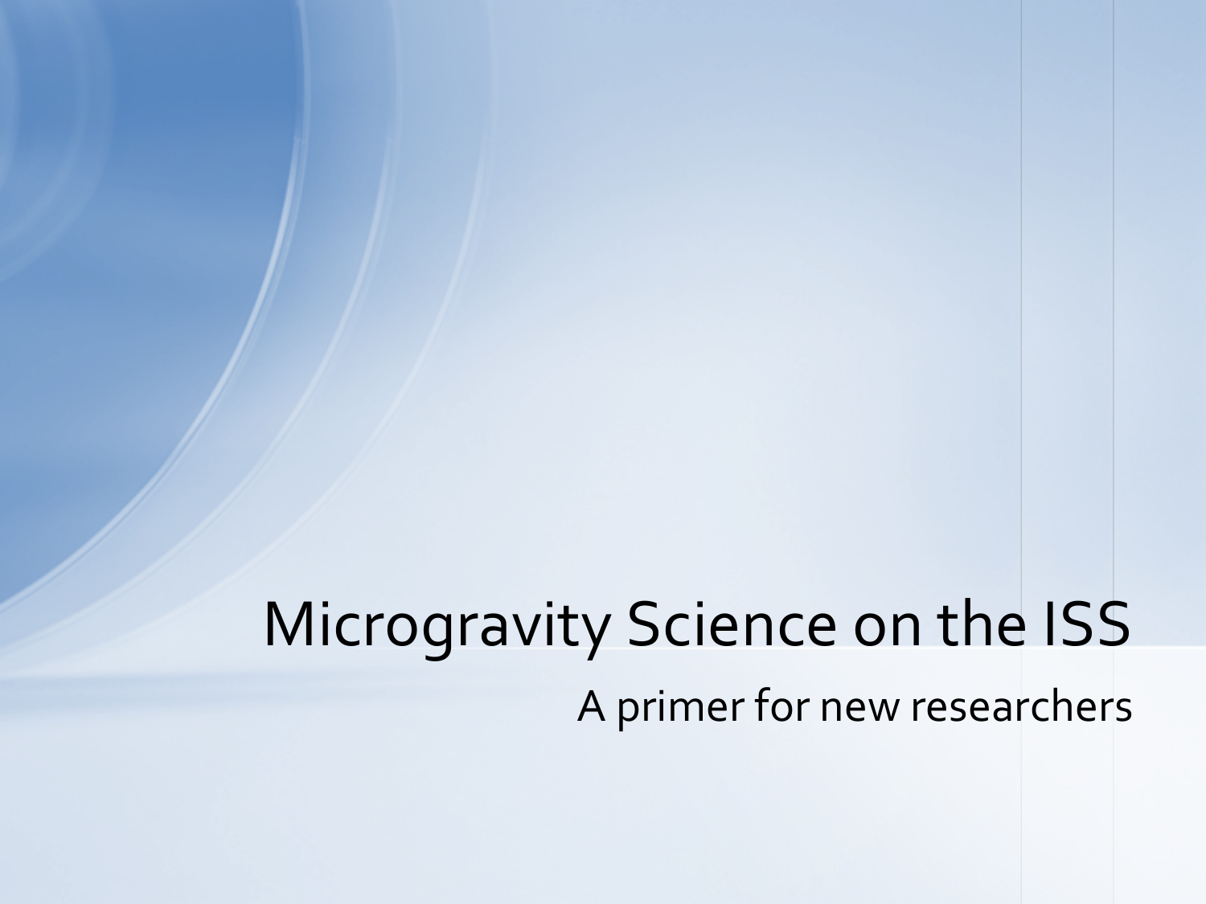# Microgravity Science on the ISS

A primer for new researchers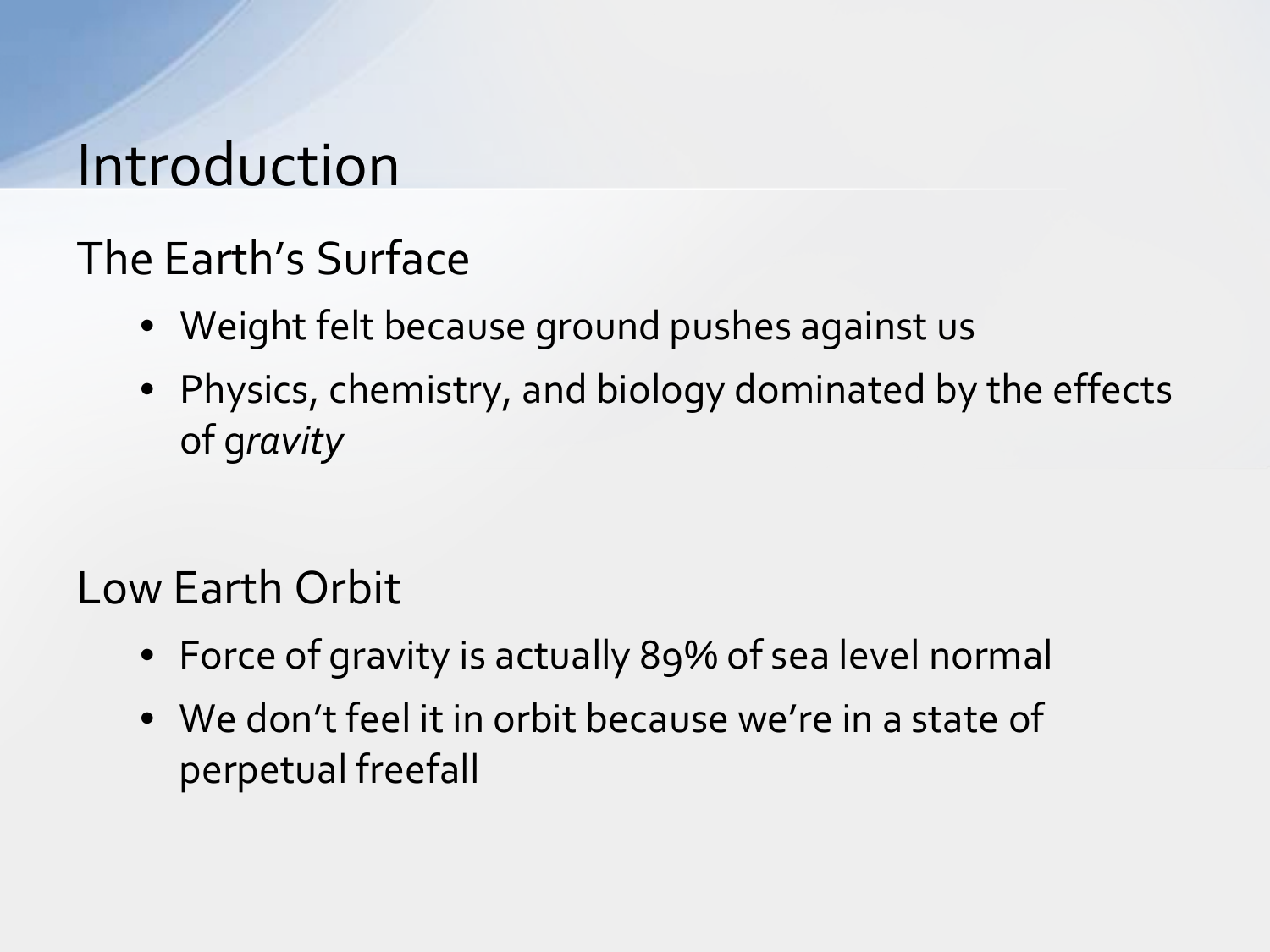# Introduction

## The Earth's Surface

- Weight felt because ground pushes against us
- Physics, chemistry, and biology dominated by the effects of *gravity*

## Low Earth Orbit

- Force of gravity is actually 89% of sea level normal
- We don't feel it in orbit because we're in a state of perpetual freefall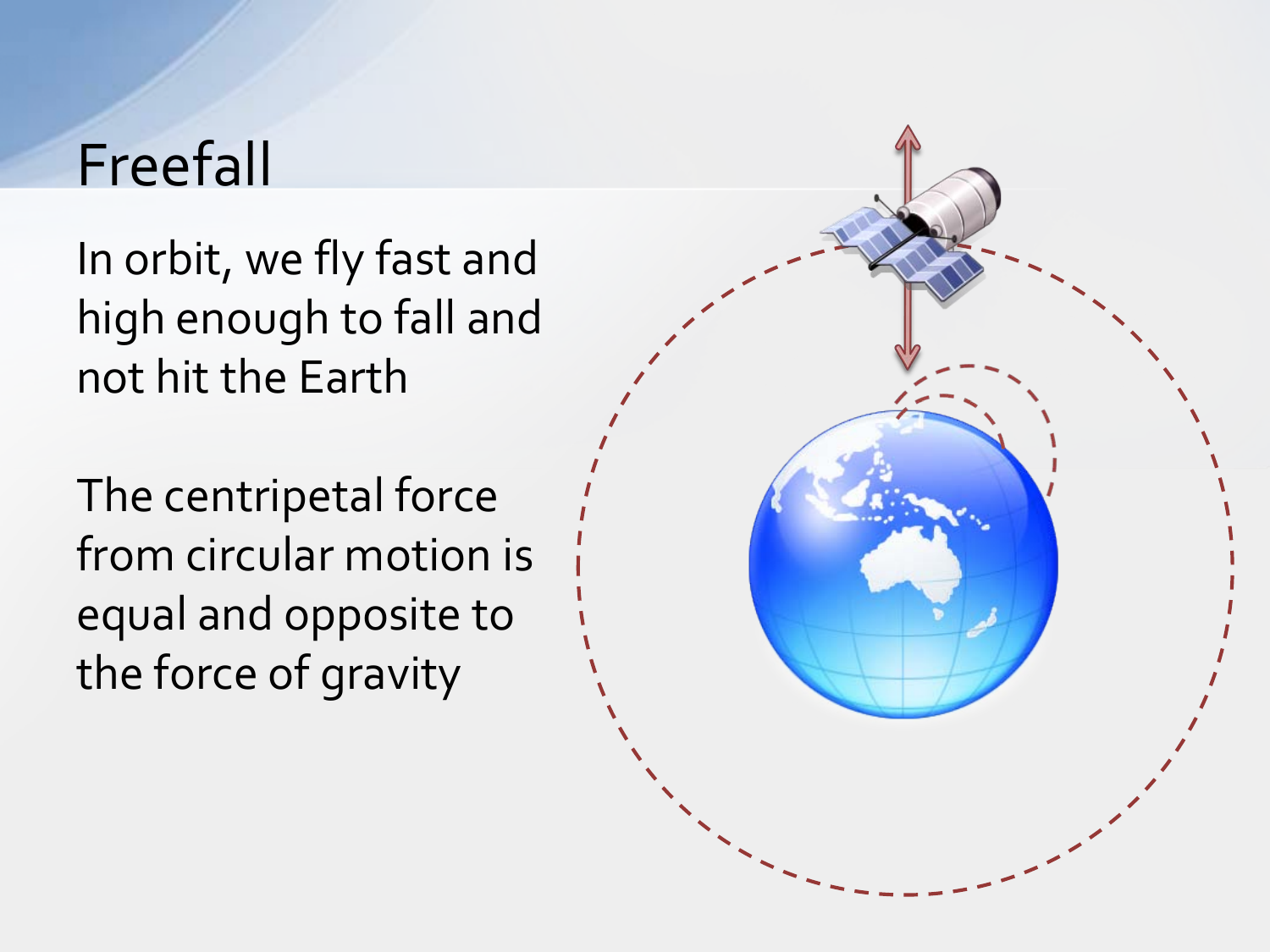# Freefall

In orbit, we fly fast and high enough to fall and not hit the Earth

The centripetal force from circular motion is equal and opposite to the force of gravity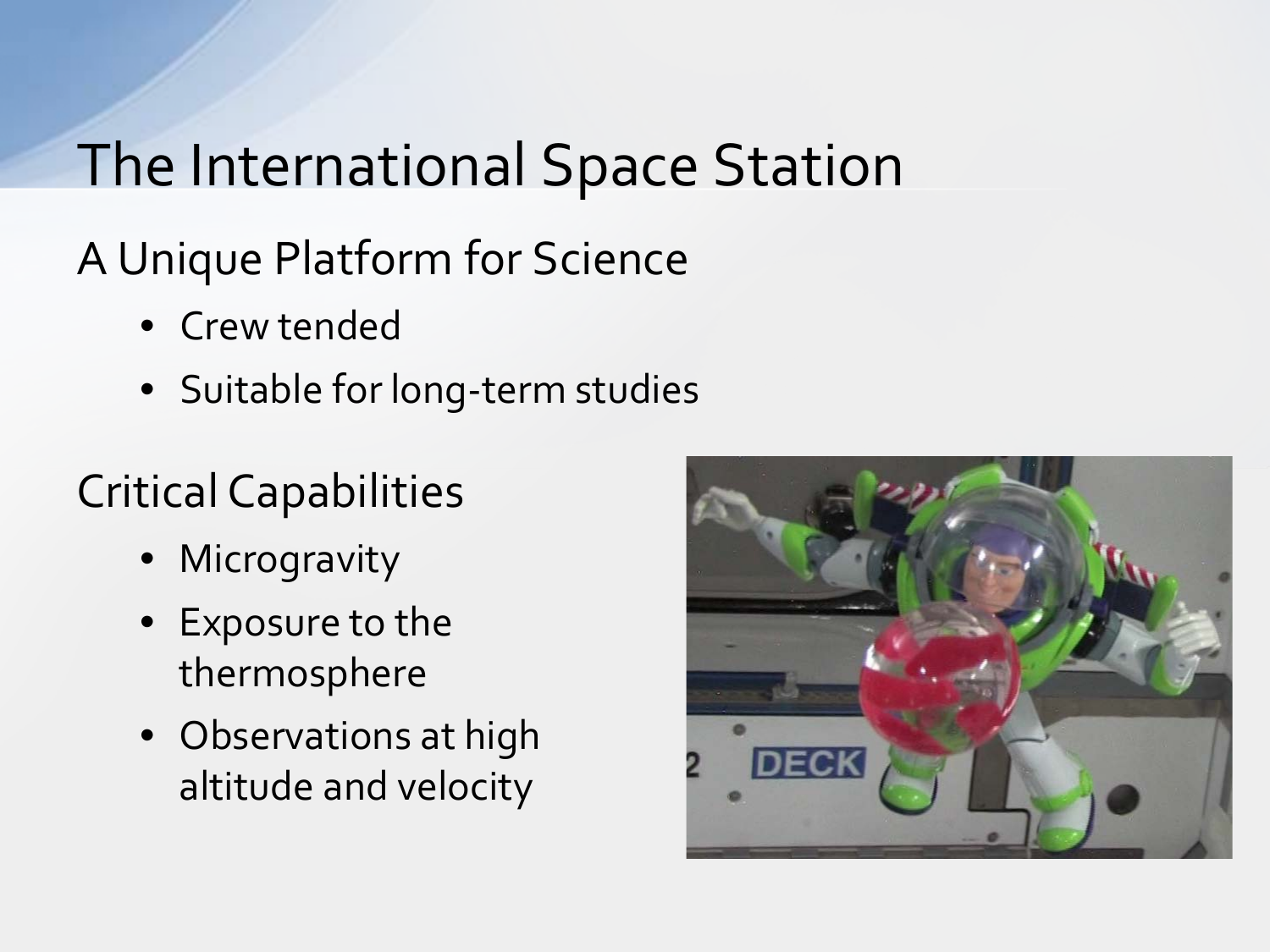# The International Space Station

## A Unique Platform for Science

- Crew tended
- Suitable for long-term studies

## Critical Capabilities

- Microgravity
- Exposure to the thermosphere
- Observations at high altitude and velocity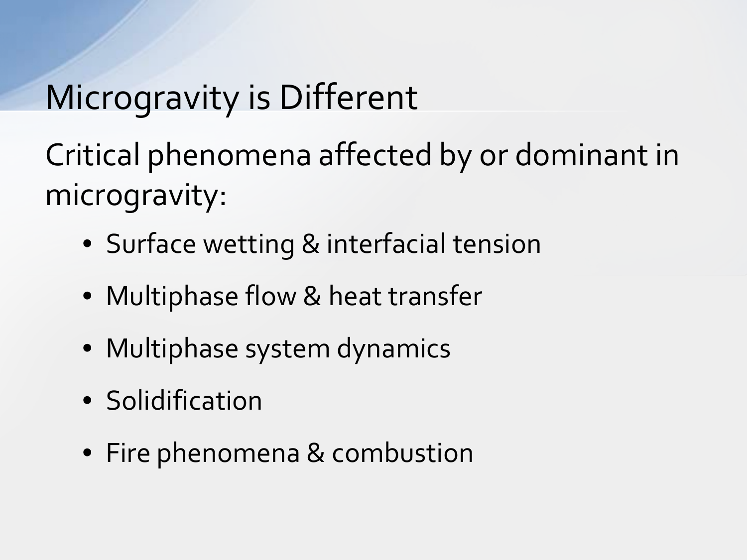# Microgravity is Different

Critical phenomena affected by or dominant in microgravity:

- Surface wetting & interfacial tension
- Multiphase flow & heat transfer
- Multiphase system dynamics
- Solidification
- Fire phenomena & combustion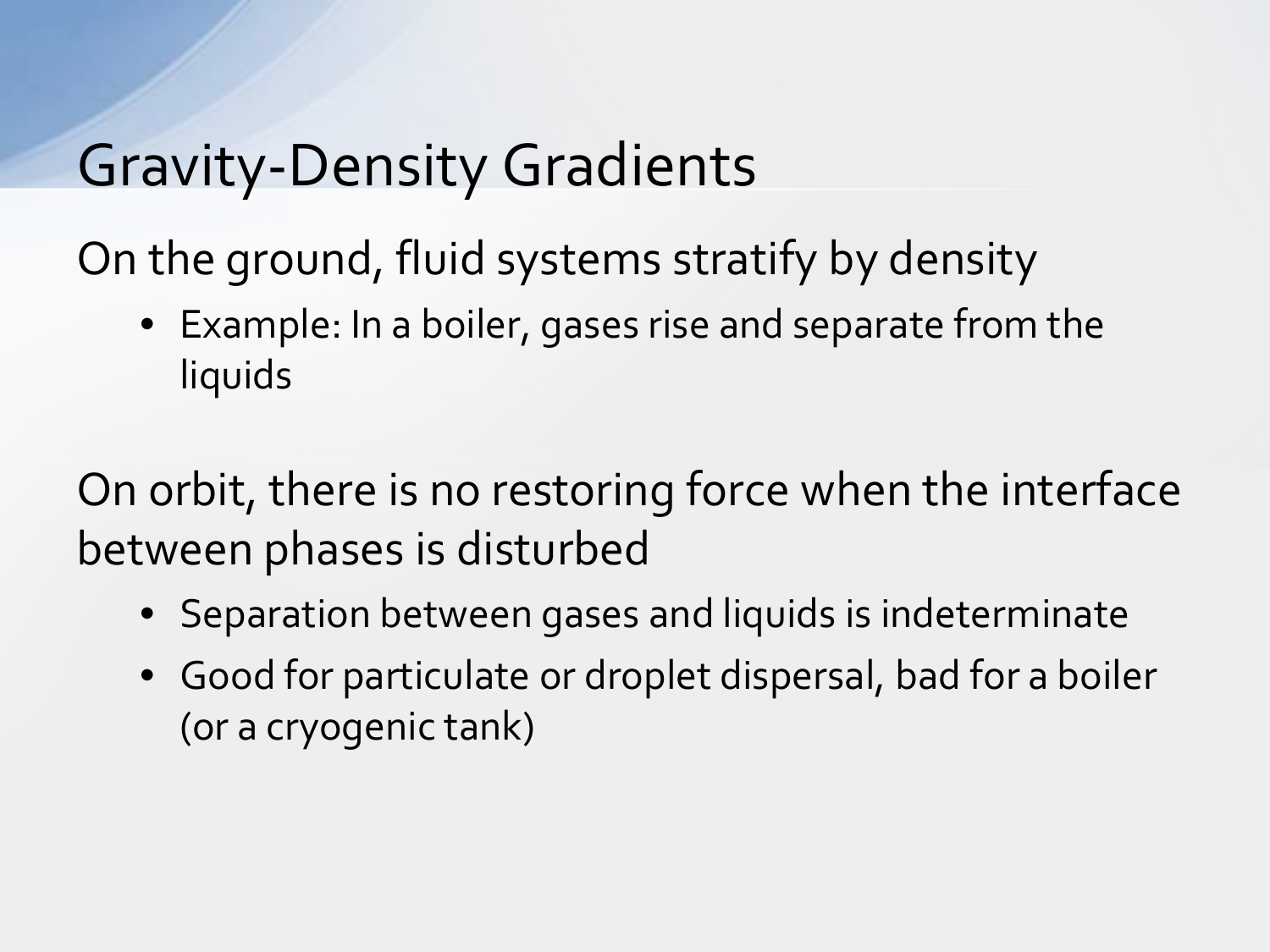# Gravity-Density Gradients

On the ground, fluid systems stratify by density

- Example: In a boiler, gases rise and separate from the liquids

On orbit, there is no restoring force when the interface between phases is disturbed

- Separation between gases and liquids is indeterminate
- Good for particulate or droplet dispersal, bad for a boiler (or a cryogenic tank)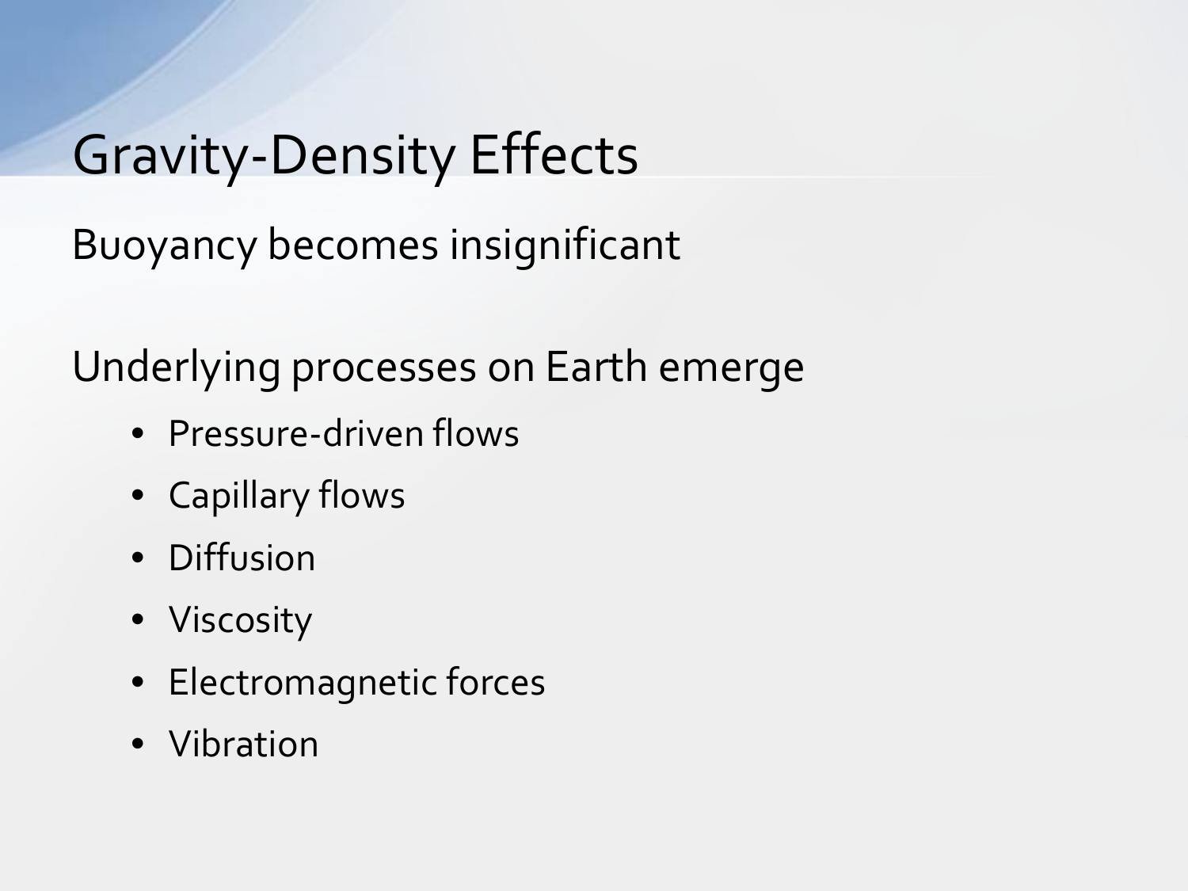# Gravity-Density Effects

Buoyancy becomes insignificant

Underlying processes on Earth emerge

- Pressure-driven flows
- Capillary flows
- Diffusion
- Viscosity
- Electromagnetic forces
- Vibration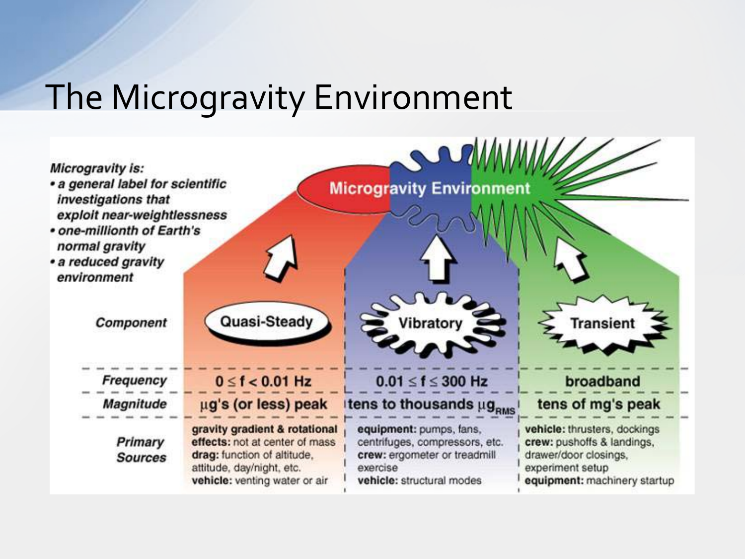# The Microgravity Environment

*Microgravity is:*

- *a general label for scientific investigations that exploit near-weightlessness*
- *one-millionth of Earth's normal gravity*
- *a reduced gravity environment*

**Microgravity Environment**

| *Component* | Quasi-Steady | Vibratory | Transient |
|---|---|---|---|
| *Frequency* | $0 \leq f < 0.01$ Hz | $0.01 \leq f \leq 300$ Hz | broadband |
| *Magnitude* | $\mu$g's (or less) peak | tens to thousands $\mu g_{RMS}$ | tens of mg's peak |
| *Primary Sources* | **gravity gradient & rotational effects:** not at center of mass<br>**drag:** function of altitude, attitude, day/night, etc.<br>**vehicle:** venting water or air | **equipment:** pumps, fans, centrifuges, compressors, etc.<br>**crew:** ergometer or treadmill exercise<br>**vehicle:** structural modes | **vehicle:** thrusters, dockings<br>**crew:** pushoffs & landings, drawer/door closings, experiment setup<br>**equipment:** machinery startup |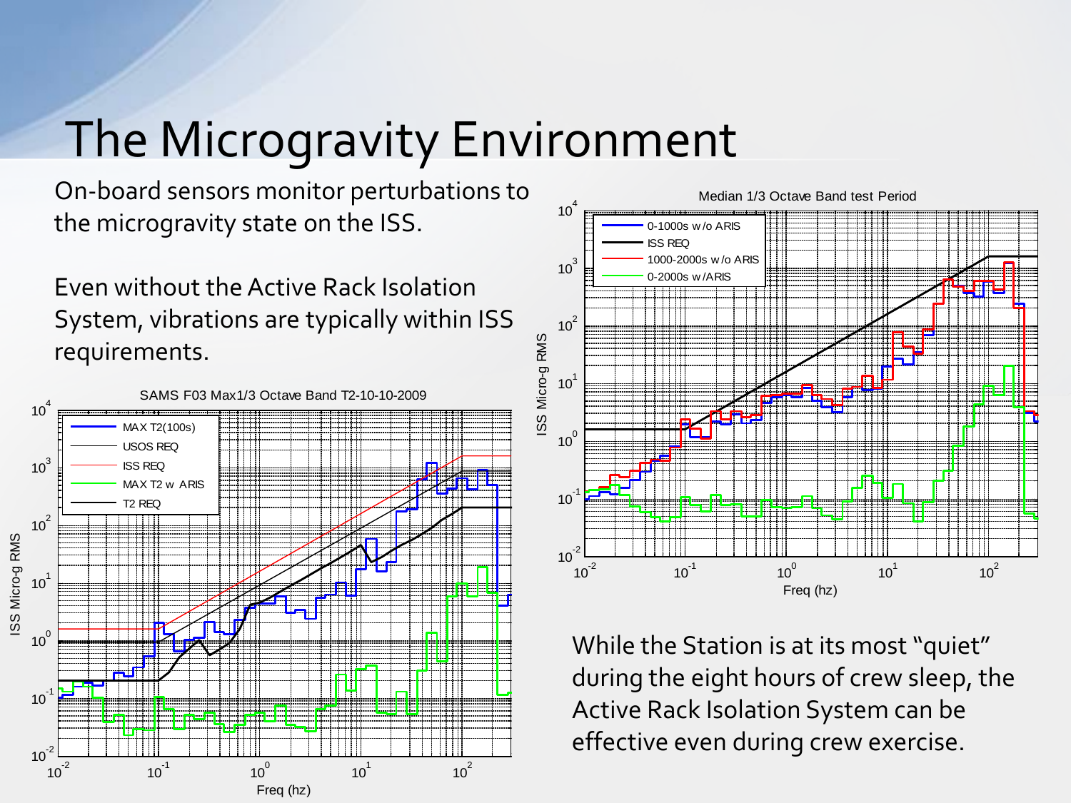# The Microgravity Environment

On-board sensors monitor perturbations to the microgravity state on the ISS.

Even without the Active Rack Isolation System, vibrations are typically within ISS requirements.

While the Station is at its most "quiet" during the eight hours of crew sleep, the Active Rack Isolation System can be effective even during crew exercise.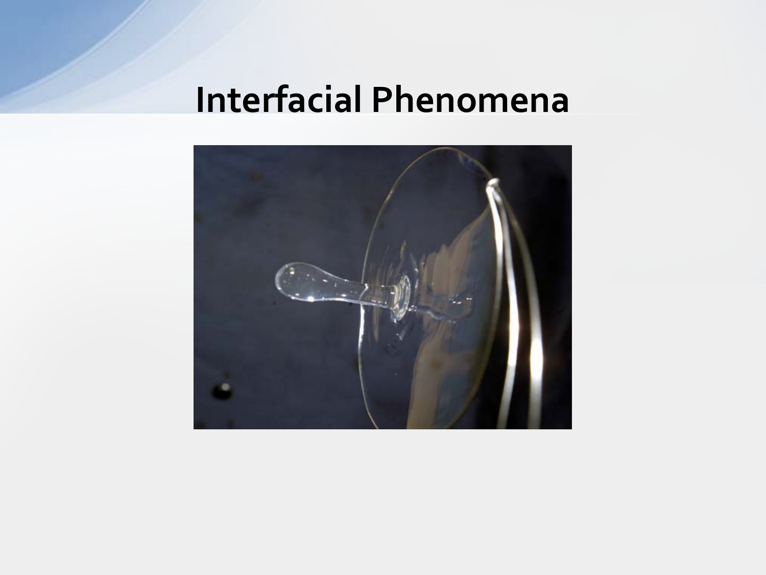# Interfacial Phenomena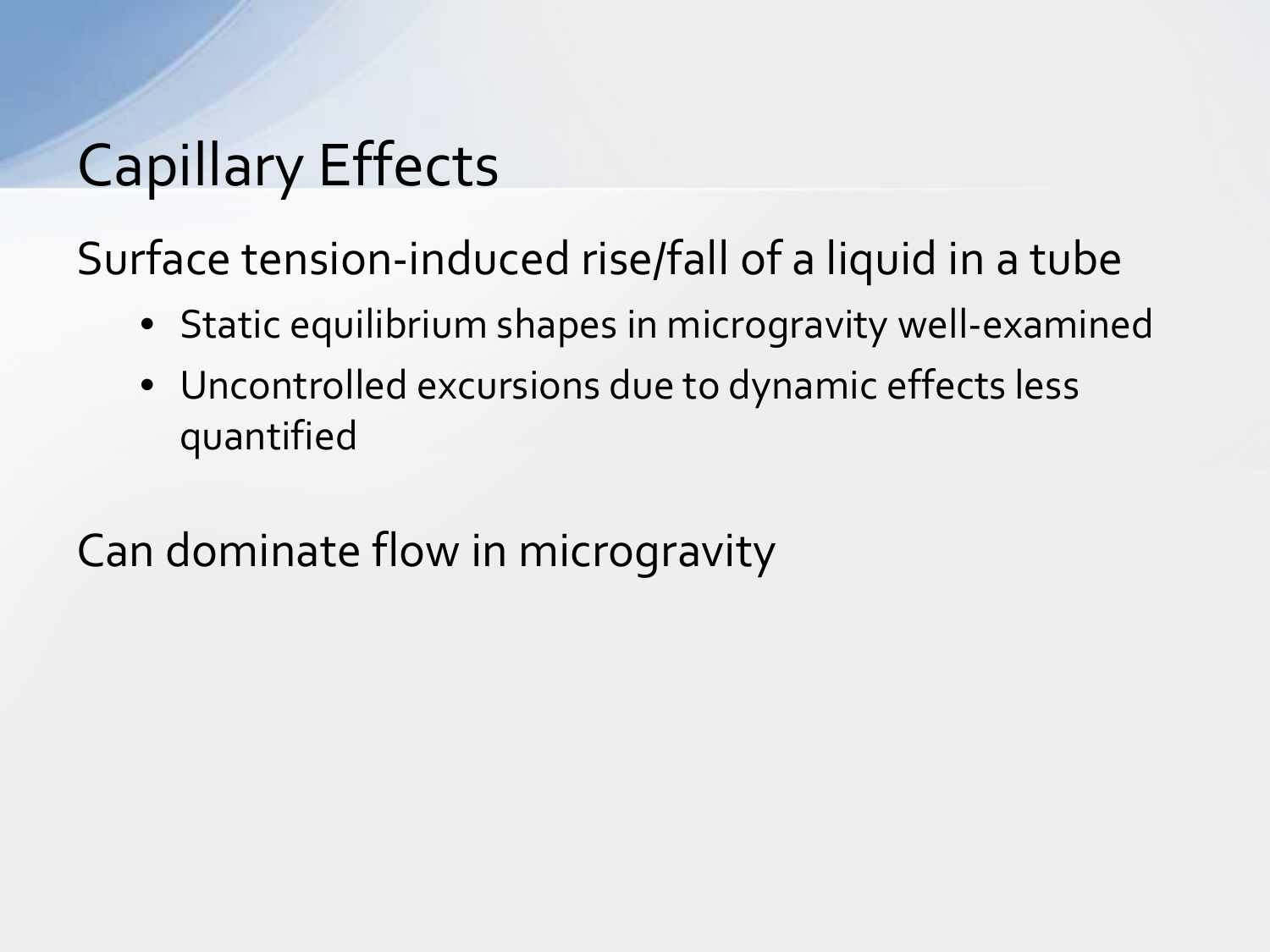# Capillary Effects

Surface tension-induced rise/fall of a liquid in a tube

- Static equilibrium shapes in microgravity well-examined
- Uncontrolled excursions due to dynamic effects less quantified

Can dominate flow in microgravity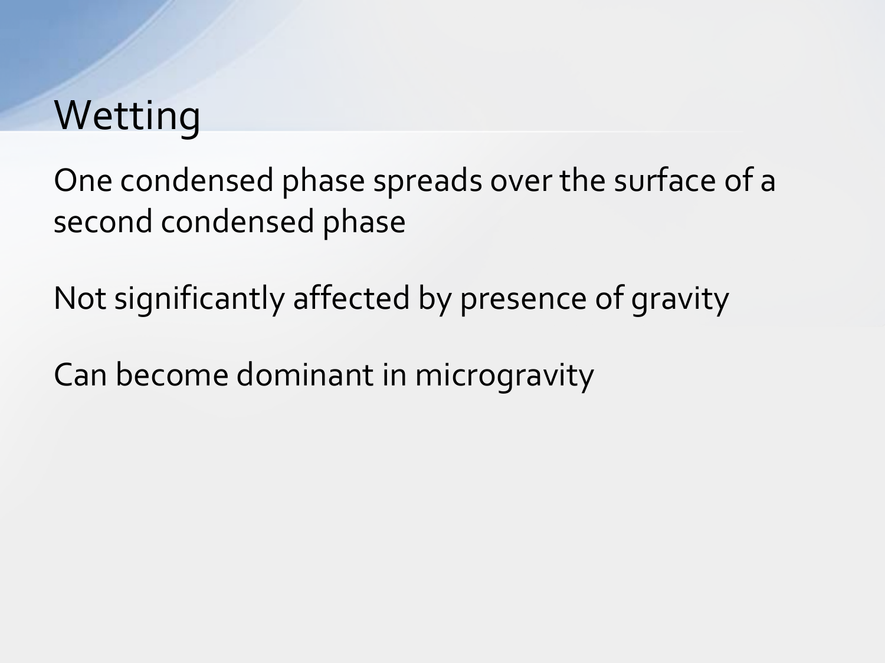# Wetting

One condensed phase spreads over the surface of a second condensed phase

Not significantly affected by presence of gravity

Can become dominant in microgravity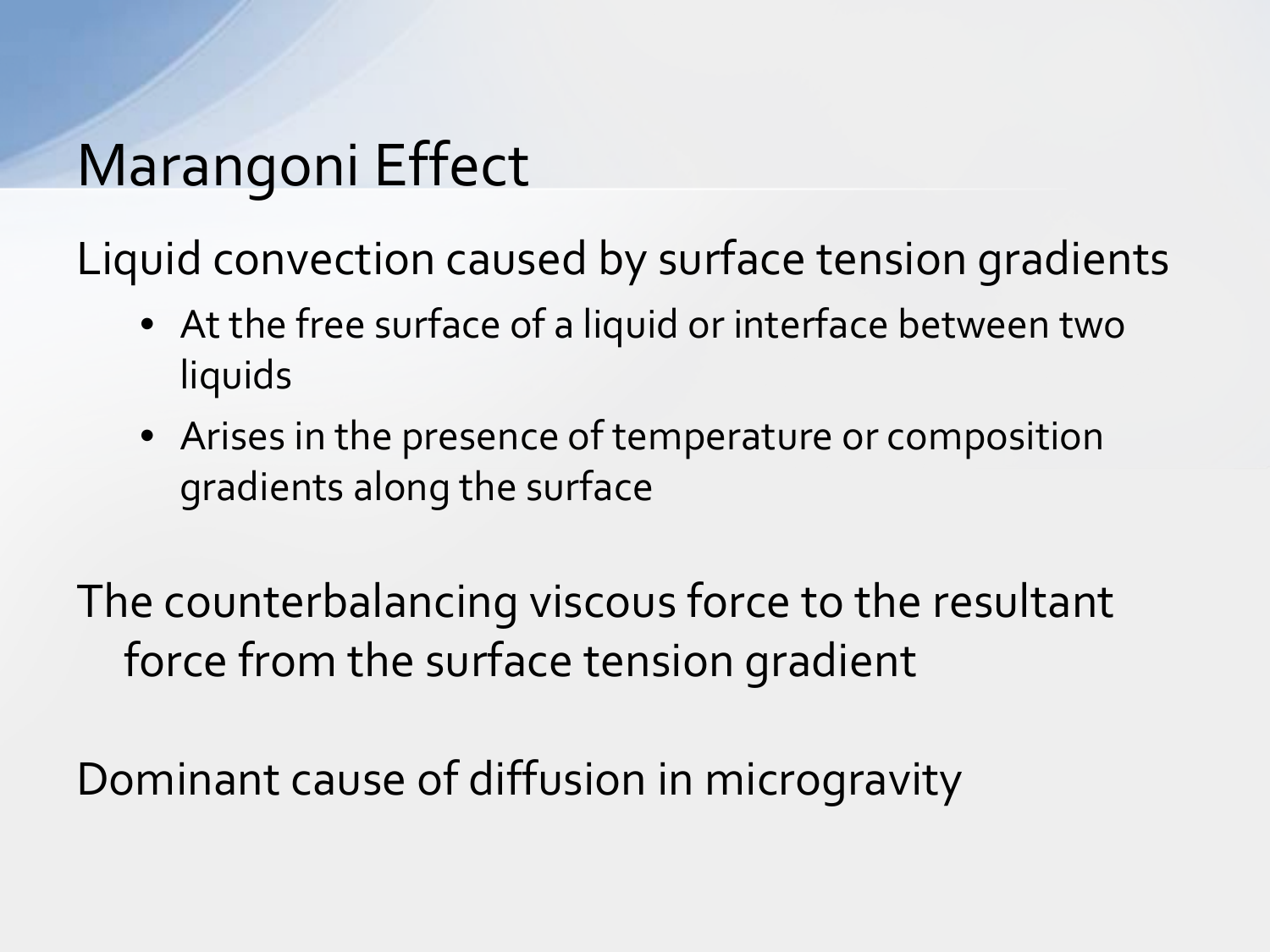# Marangoni Effect

Liquid convection caused by surface tension gradients

- At the free surface of a liquid or interface between two liquids
- Arises in the presence of temperature or composition gradients along the surface

The counterbalancing viscous force to the resultant force from the surface tension gradient

Dominant cause of diffusion in microgravity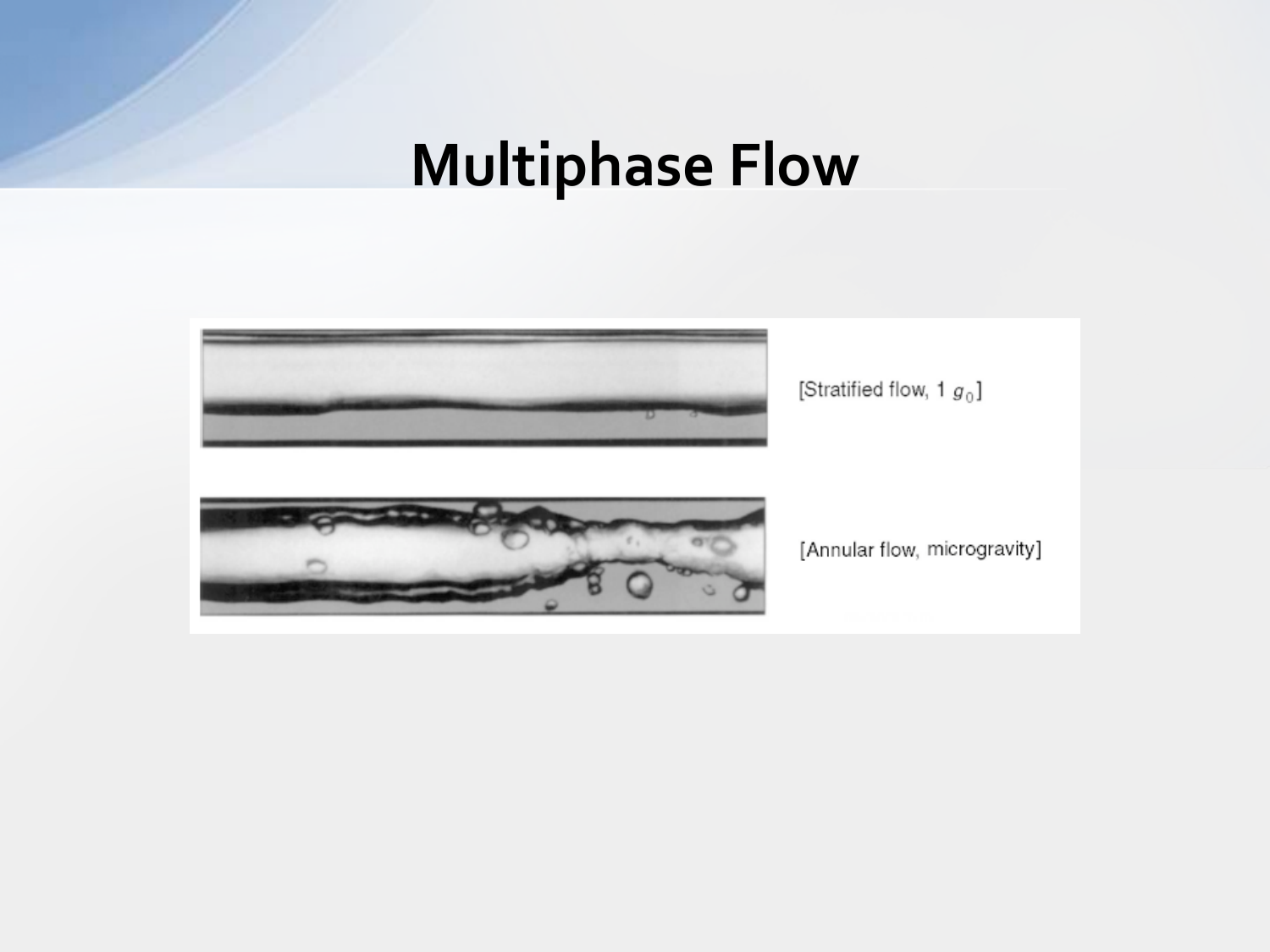# Multiphase Flow

[Stratified flow, 1 $g_0$]

[Annular flow, microgravity]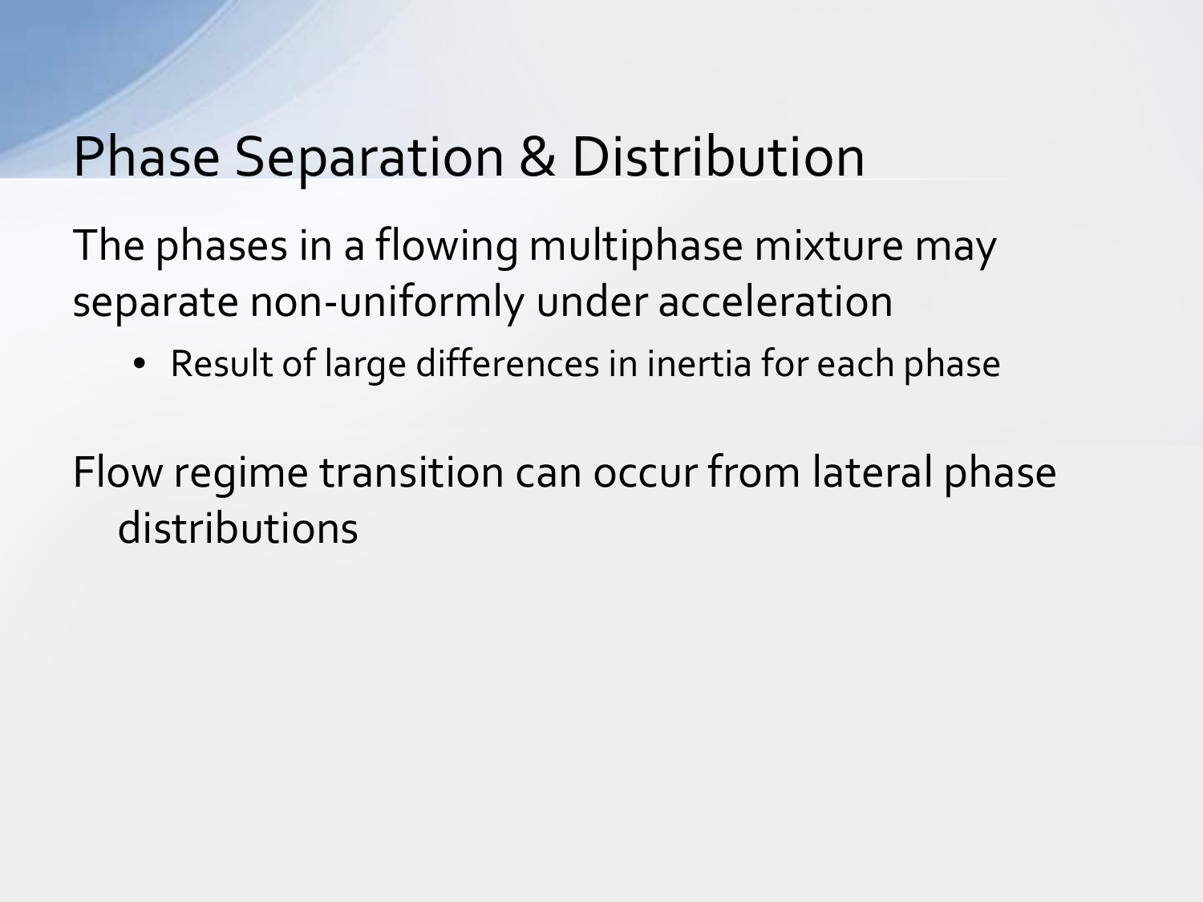# Phase Separation & Distribution

The phases in a flowing multiphase mixture may separate non-uniformly under acceleration

- Result of large differences in inertia for each phase

Flow regime transition can occur from lateral phase distributions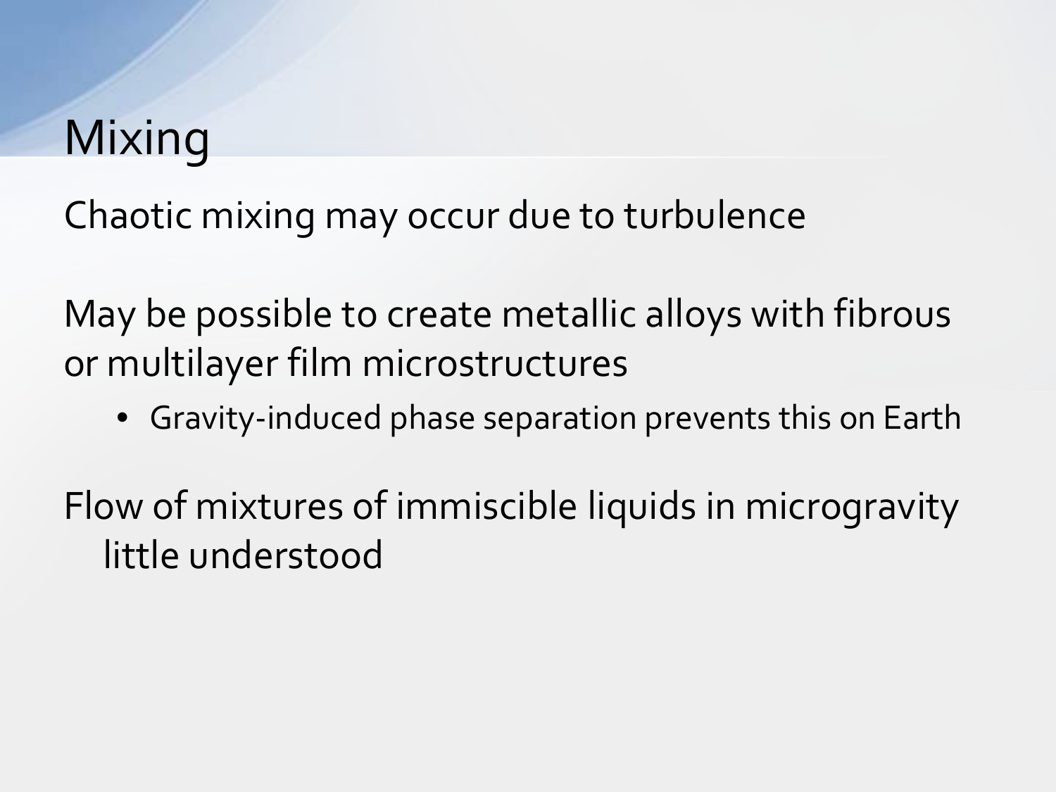# Mixing

Chaotic mixing may occur due to turbulence

May be possible to create metallic alloys with fibrous or multilayer film microstructures

- Gravity-induced phase separation prevents this on Earth

Flow of mixtures of immiscible liquids in microgravity little understood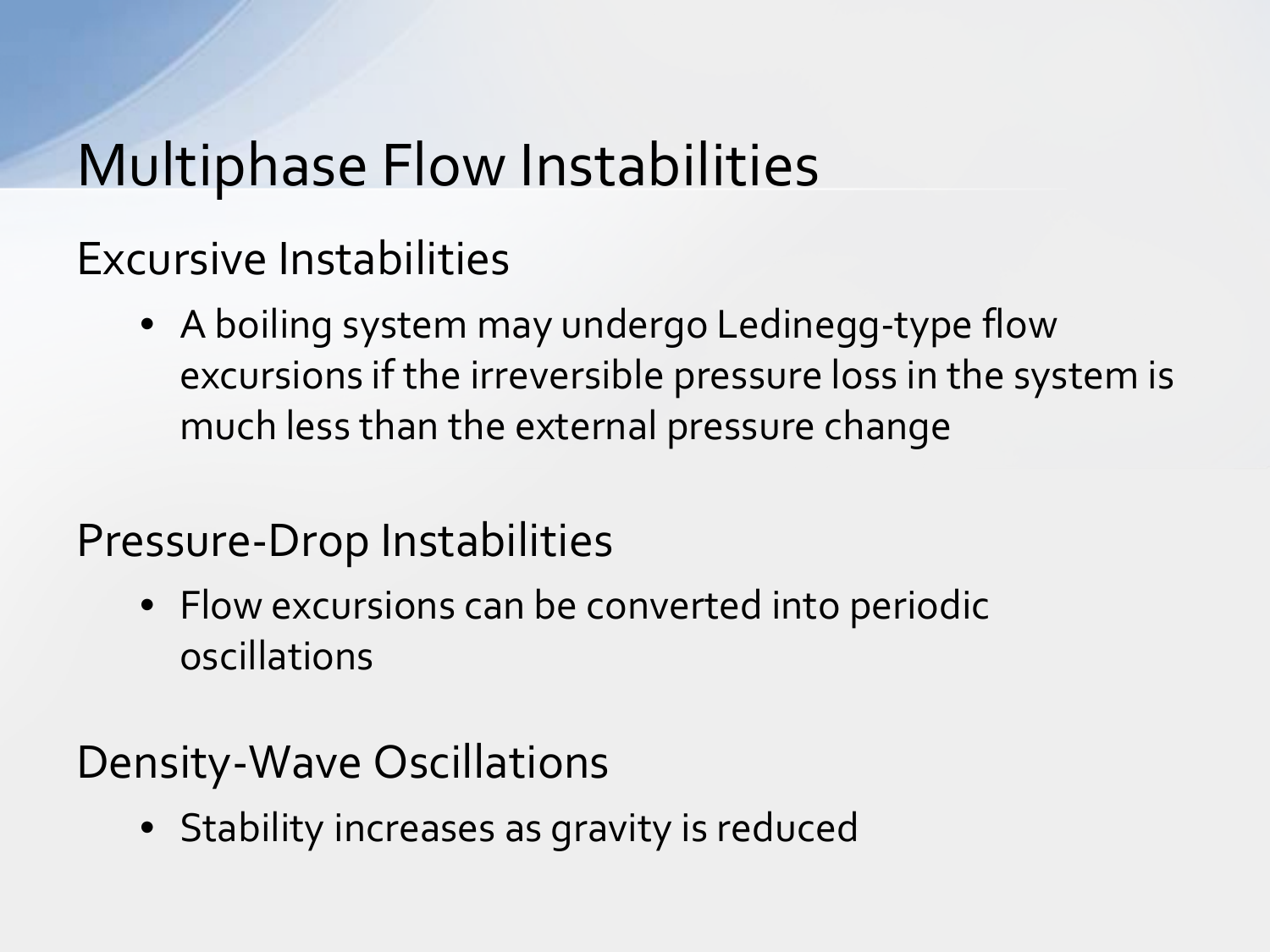# Multiphase Flow Instabilities

## Excursive Instabilities

- A boiling system may undergo Ledinegg-type flow excursions if the irreversible pressure loss in the system is much less than the external pressure change

## Pressure-Drop Instabilities

- Flow excursions can be converted into periodic oscillations

## Density-Wave Oscillations

- Stability increases as gravity is reduced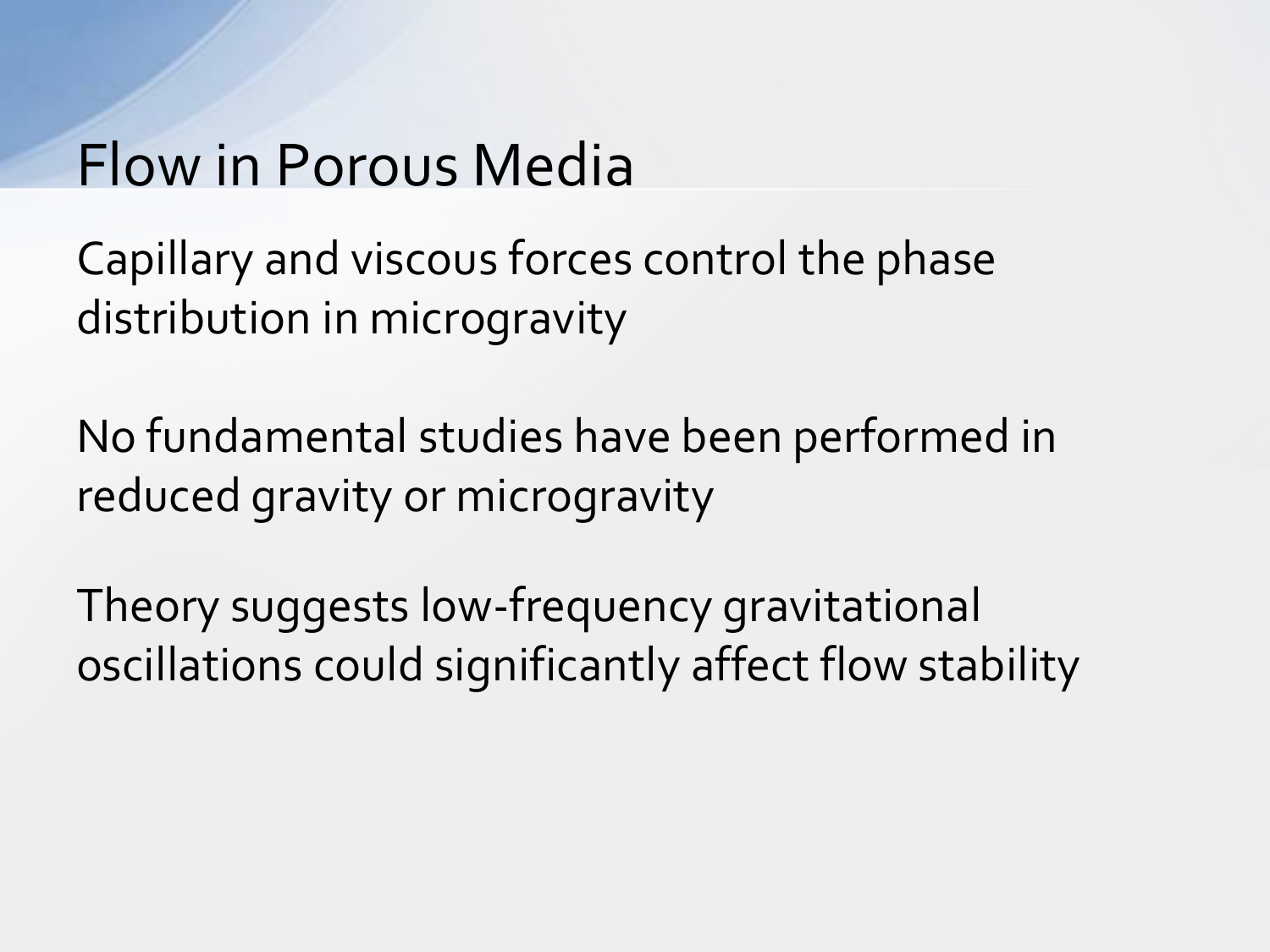# Flow in Porous Media

Capillary and viscous forces control the phase distribution in microgravity

No fundamental studies have been performed in reduced gravity or microgravity

Theory suggests low-frequency gravitational oscillations could significantly affect flow stability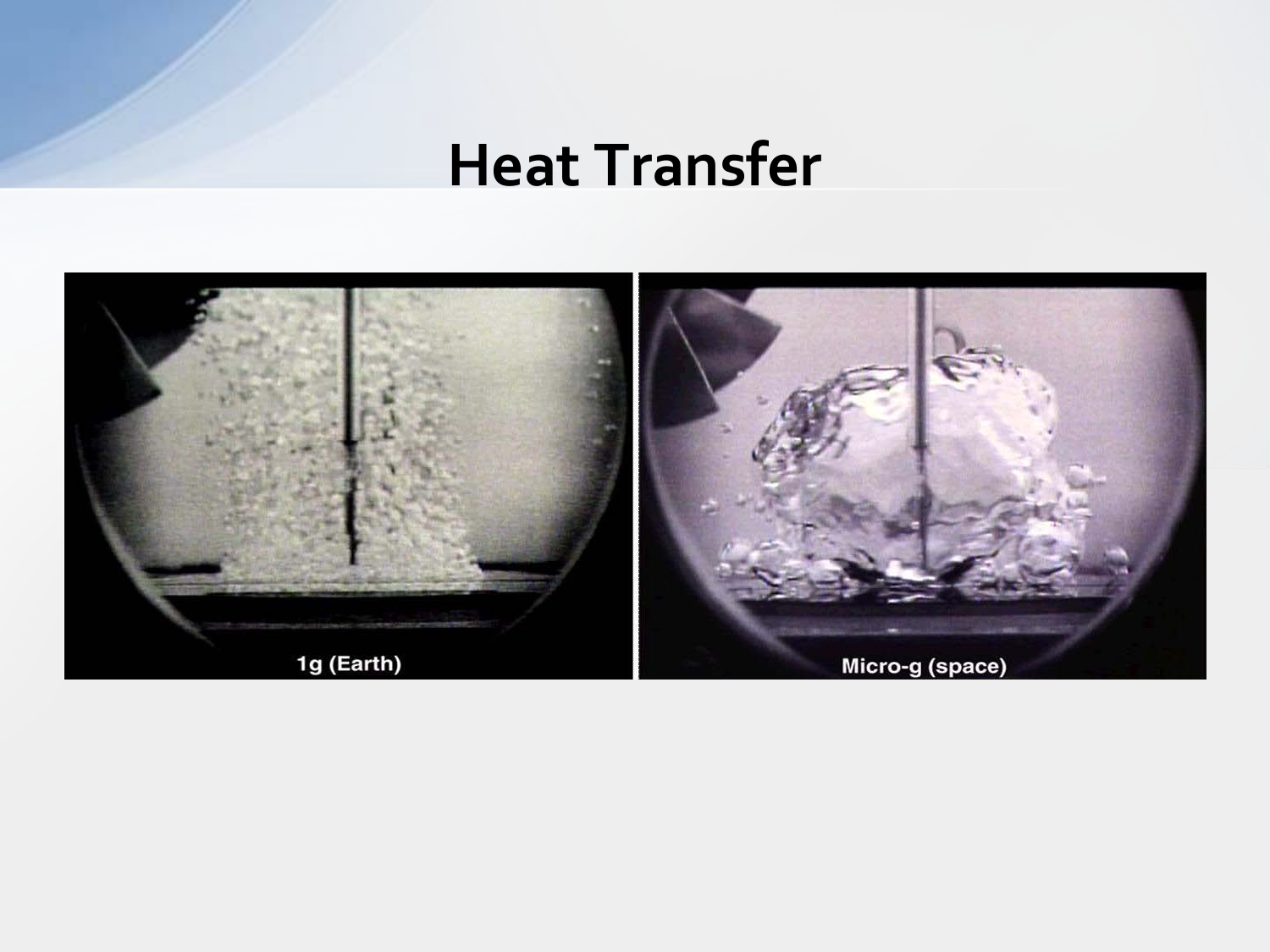# Heat Transfer

1g (Earth)

Micro-g (space)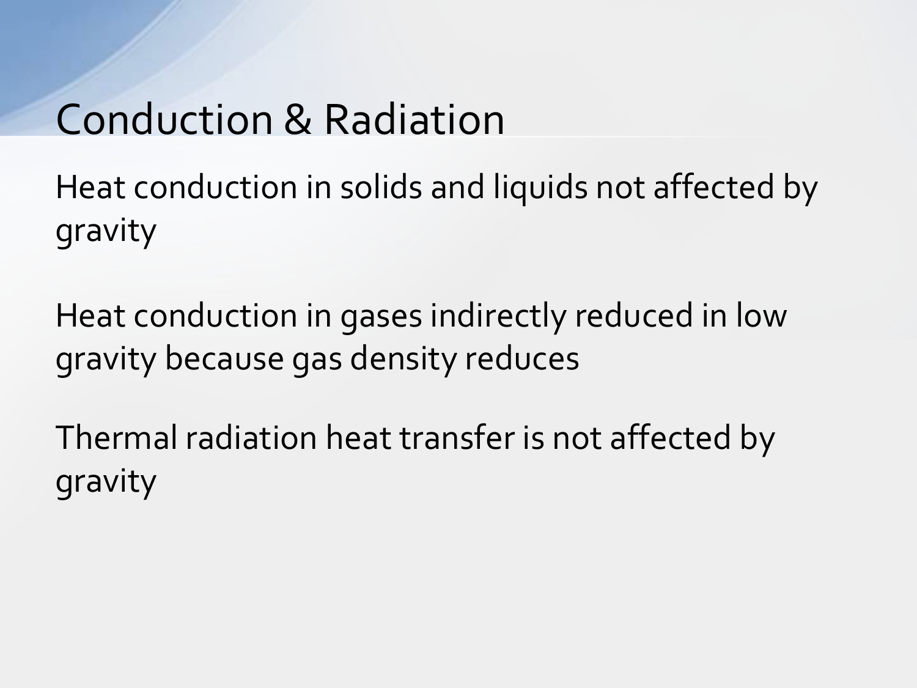# Conduction & Radiation

Heat conduction in solids and liquids not affected by gravity

Heat conduction in gases indirectly reduced in low gravity because gas density reduces

Thermal radiation heat transfer is not affected by gravity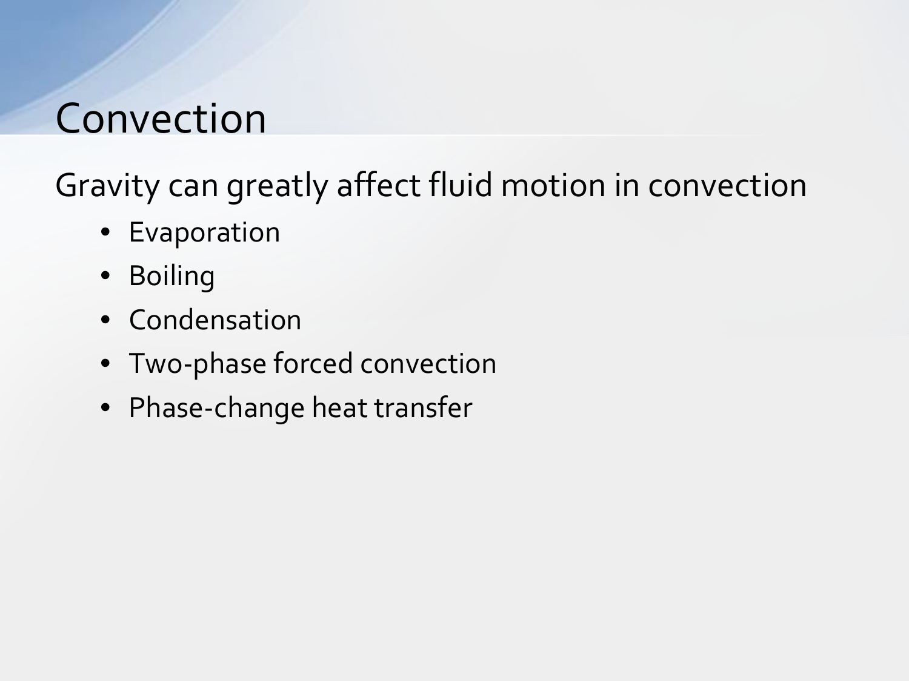# Convection

Gravity can greatly affect fluid motion in convection

- Evaporation
- Boiling
- Condensation
- Two-phase forced convection
- Phase-change heat transfer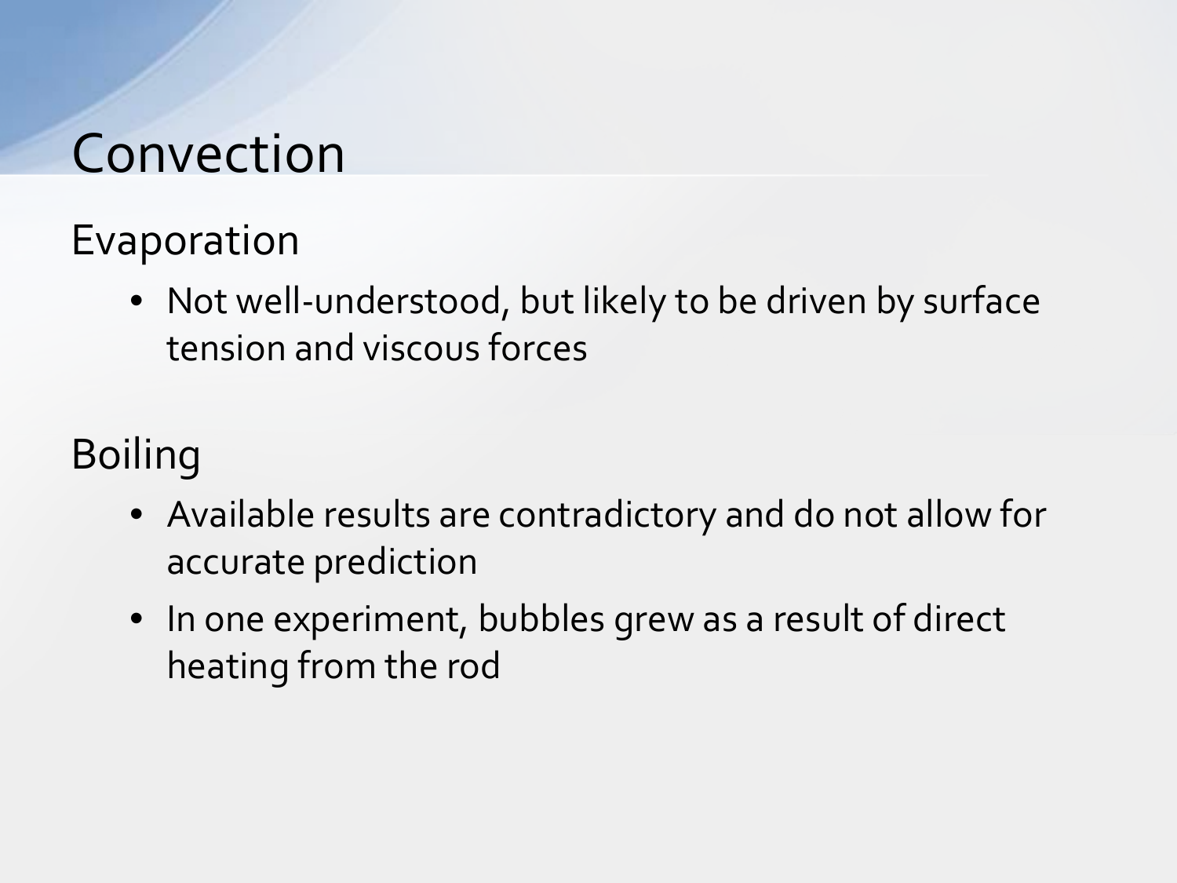# Convection

## Evaporation

- Not well-understood, but likely to be driven by surface tension and viscous forces

## Boiling

- Available results are contradictory and do not allow for accurate prediction
- In one experiment, bubbles grew as a result of direct heating from the rod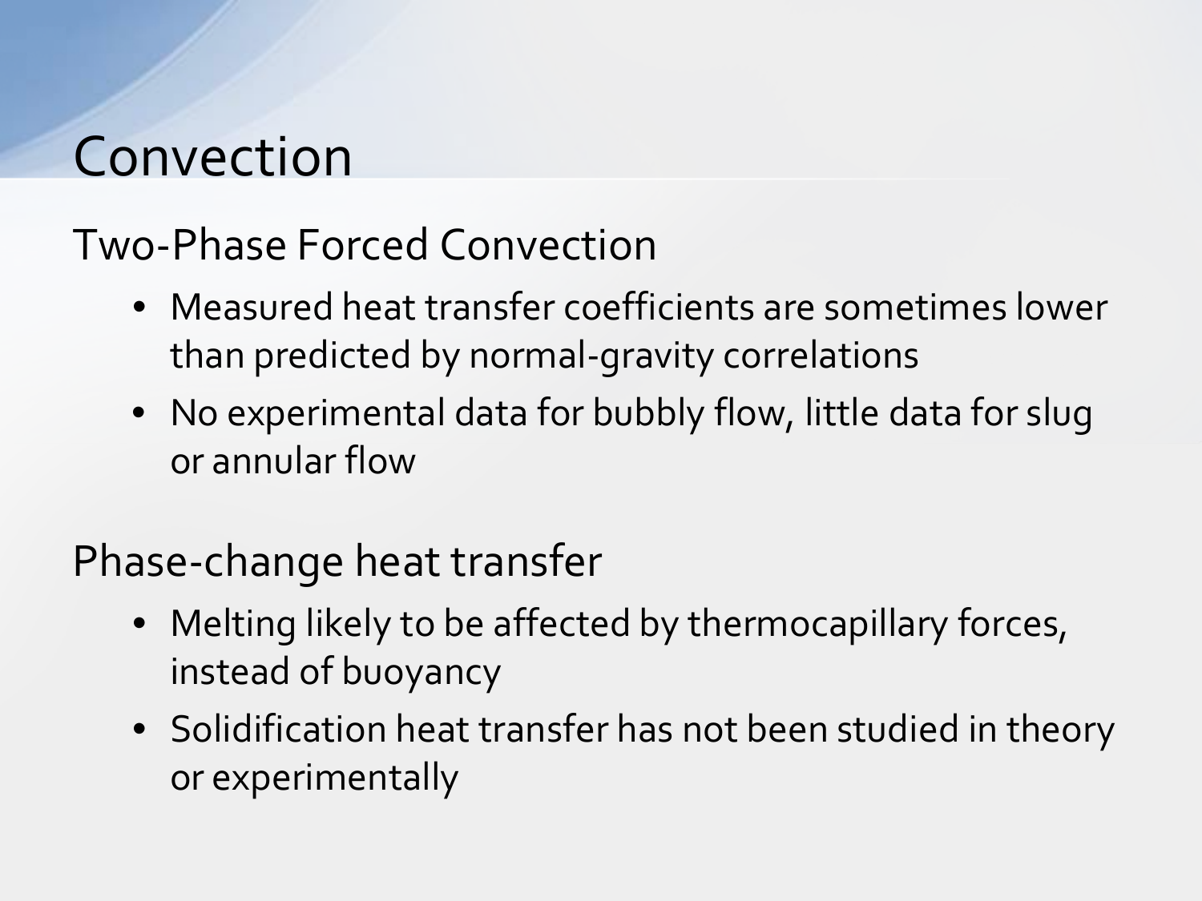# Convection

## Two-Phase Forced Convection

- Measured heat transfer coefficients are sometimes lower than predicted by normal-gravity correlations
- No experimental data for bubbly flow, little data for slug or annular flow

## Phase-change heat transfer

- Melting likely to be affected by thermocapillary forces, instead of buoyancy
- Solidification heat transfer has not been studied in theory or experimentally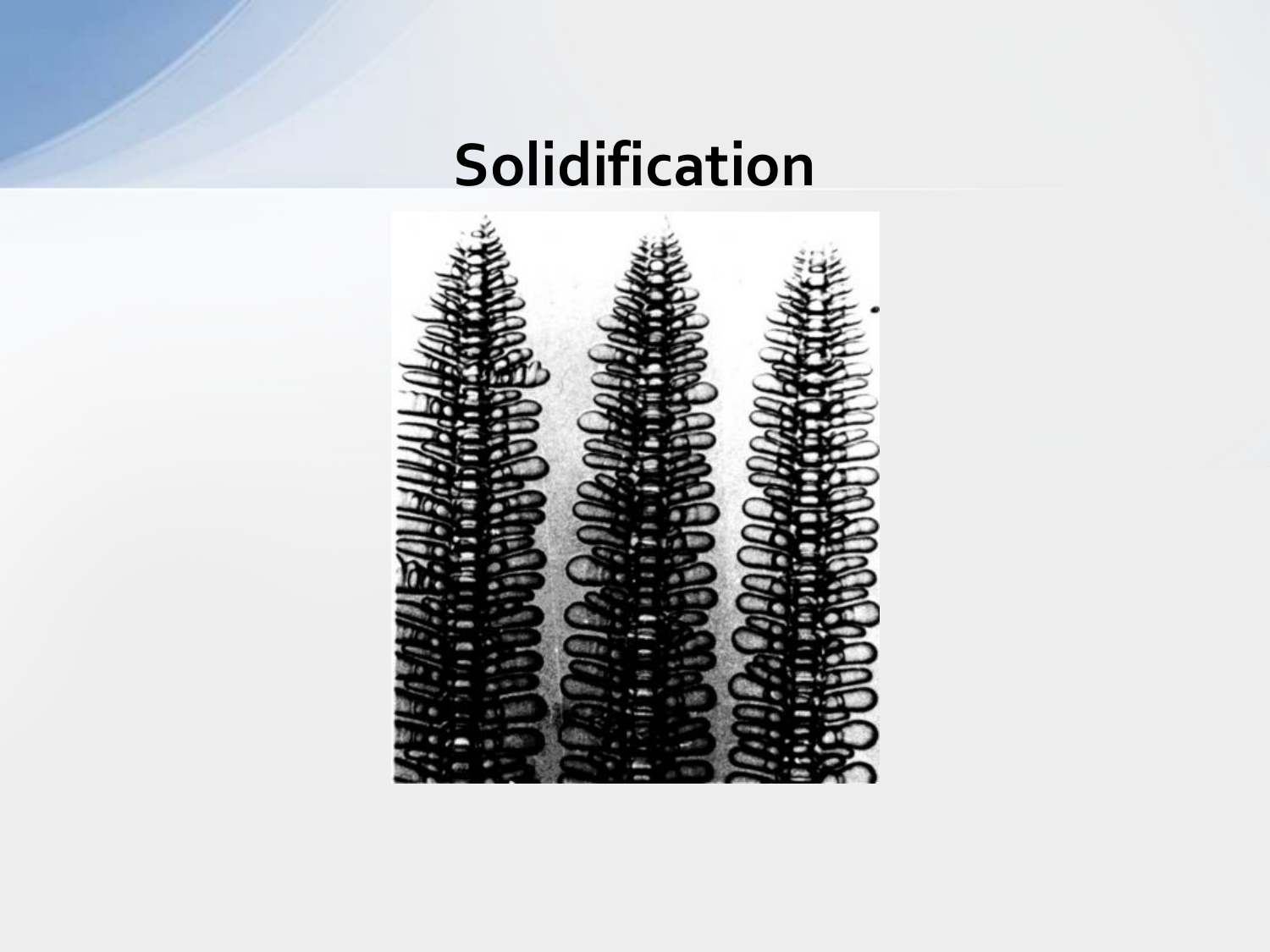# Solidification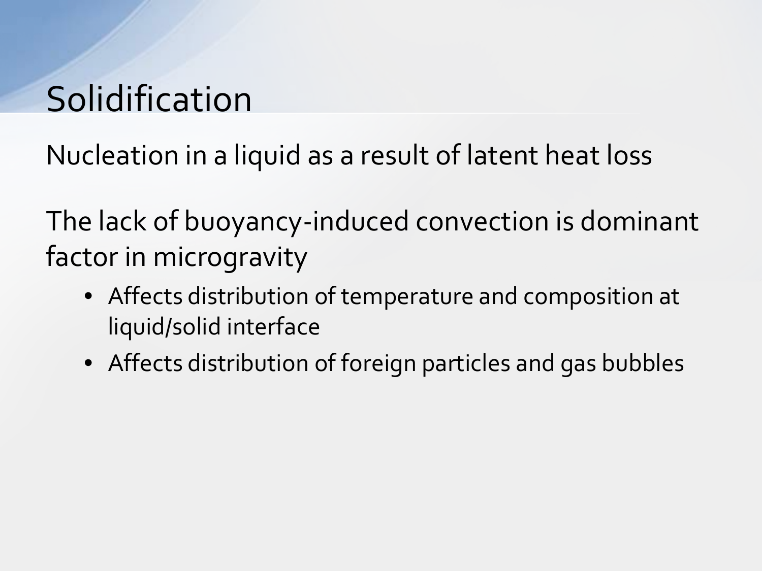# Solidification

Nucleation in a liquid as a result of latent heat loss

The lack of buoyancy-induced convection is dominant factor in microgravity

- Affects distribution of temperature and composition at liquid/solid interface
- Affects distribution of foreign particles and gas bubbles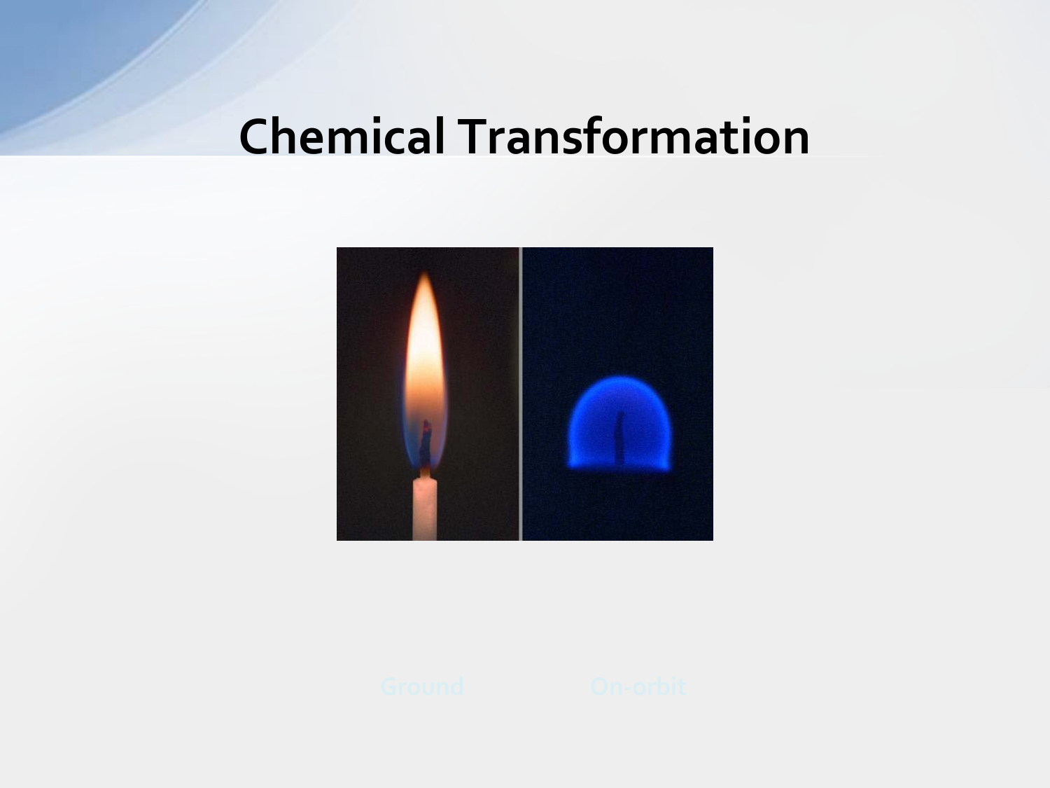# Chemical Transformation

Ground On-orbit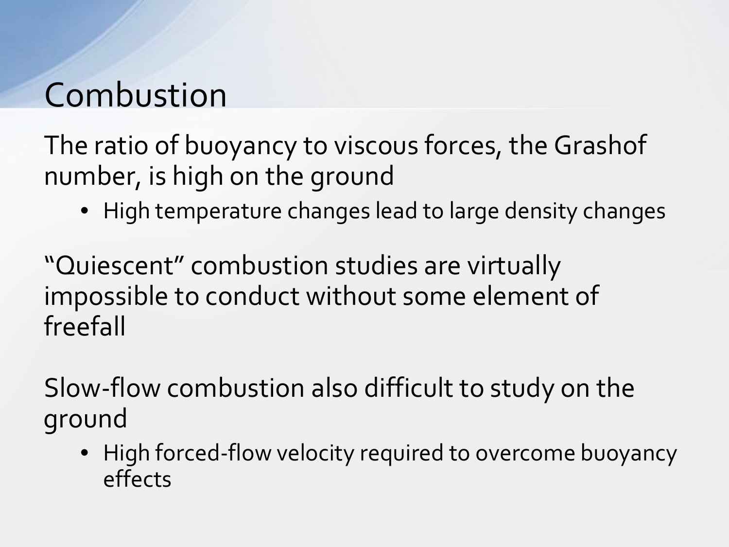# Combustion

The ratio of buoyancy to viscous forces, the Grashof number, is high on the ground

- High temperature changes lead to large density changes

"Quiescent" combustion studies are virtually impossible to conduct without some element of freefall

Slow-flow combustion also difficult to study on the ground

- High forced-flow velocity required to overcome buoyancy effects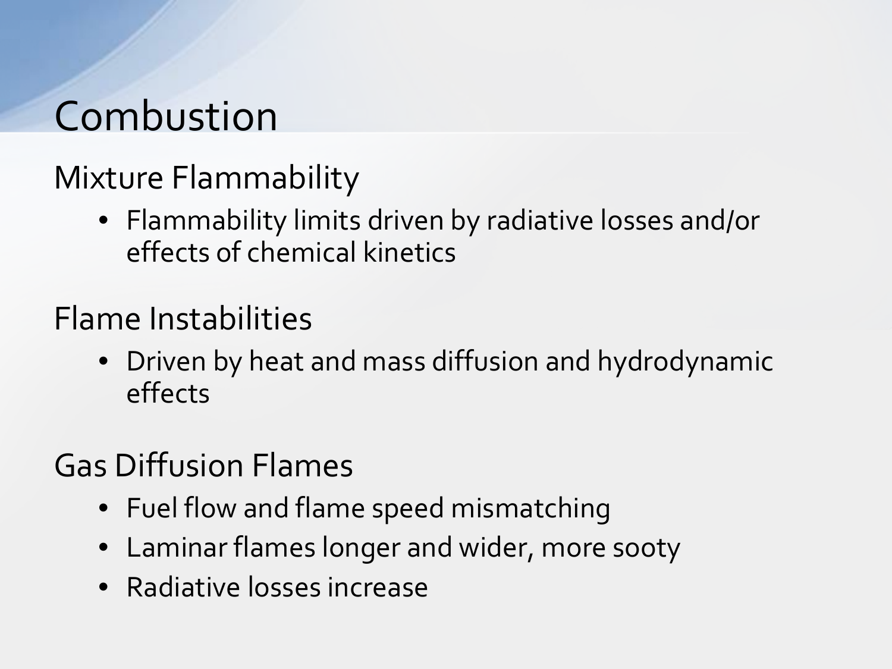# Combustion

## Mixture Flammability

- Flammability limits driven by radiative losses and/or effects of chemical kinetics

## Flame Instabilities

- Driven by heat and mass diffusion and hydrodynamic effects

## Gas Diffusion Flames

- Fuel flow and flame speed mismatching
- Laminar flames longer and wider, more sooty
- Radiative losses increase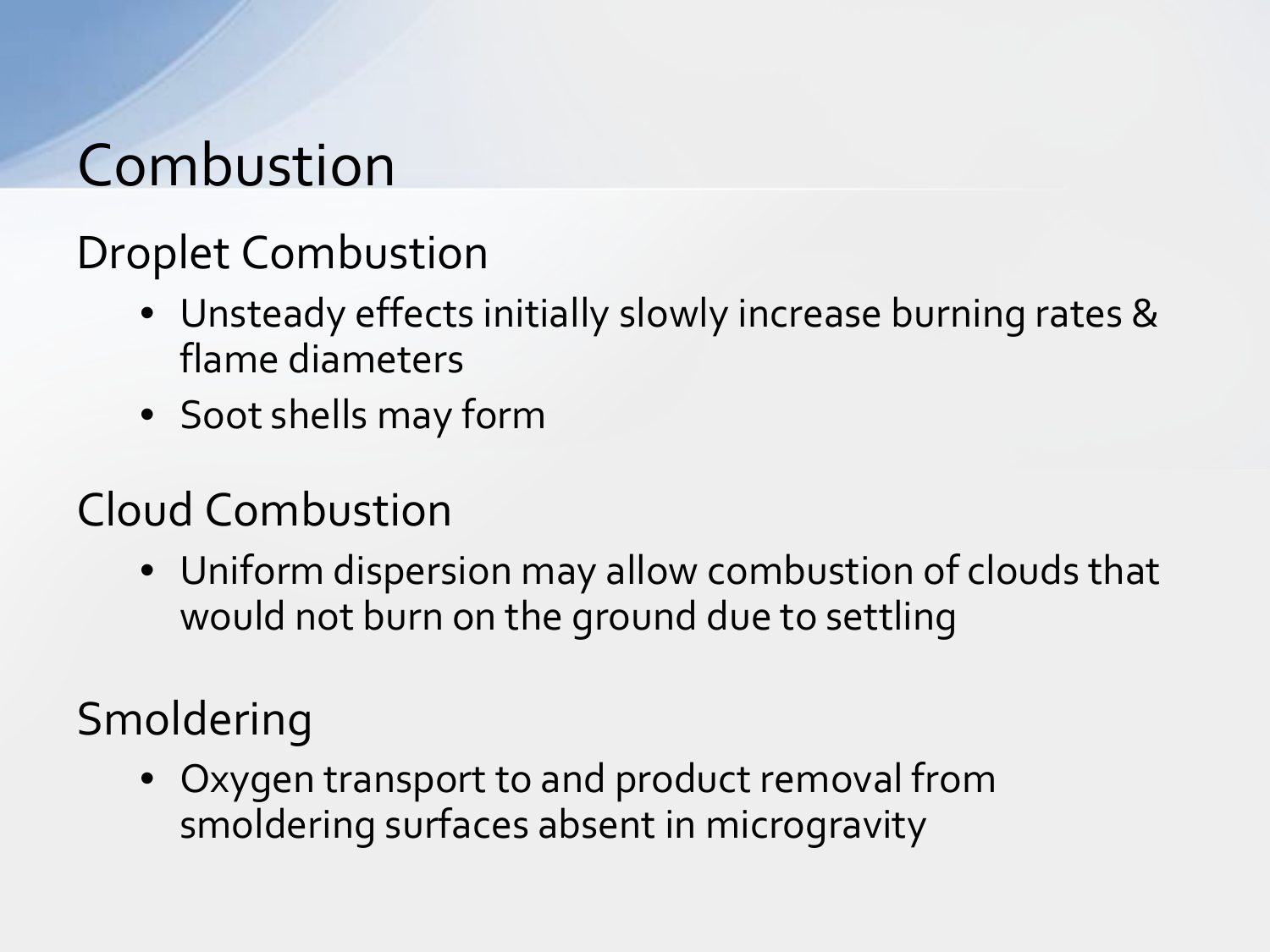# Combustion

## Droplet Combustion

- Unsteady effects initially slowly increase burning rates & flame diameters
- Soot shells may form

## Cloud Combustion

- Uniform dispersion may allow combustion of clouds that would not burn on the ground due to settling

## Smoldering

- Oxygen transport to and product removal from smoldering surfaces absent in microgravity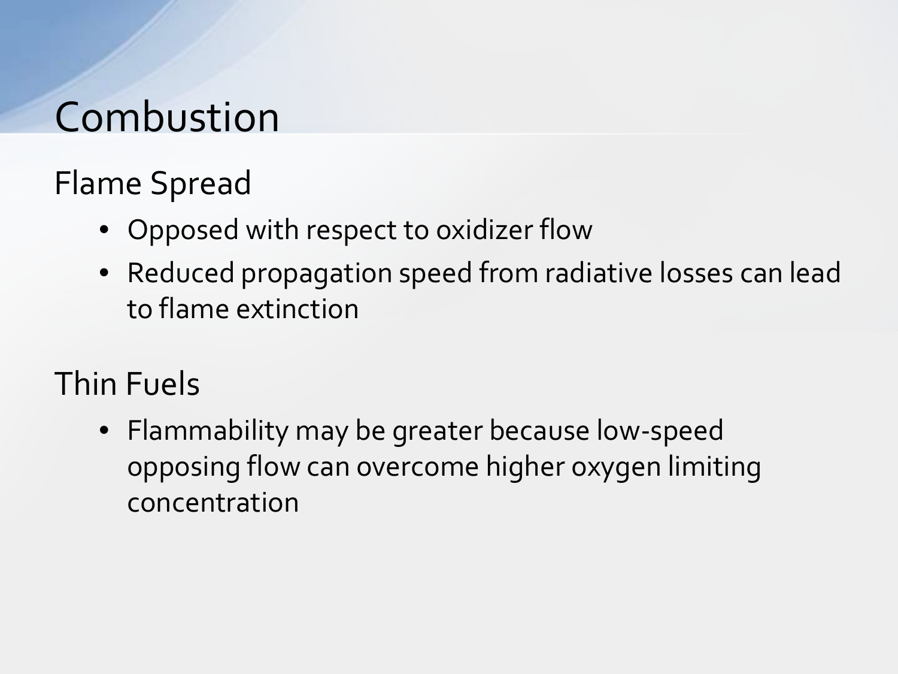# Combustion

## Flame Spread

- Opposed with respect to oxidizer flow
- Reduced propagation speed from radiative losses can lead to flame extinction

## Thin Fuels

- Flammability may be greater because low-speed opposing flow can overcome higher oxygen limiting concentration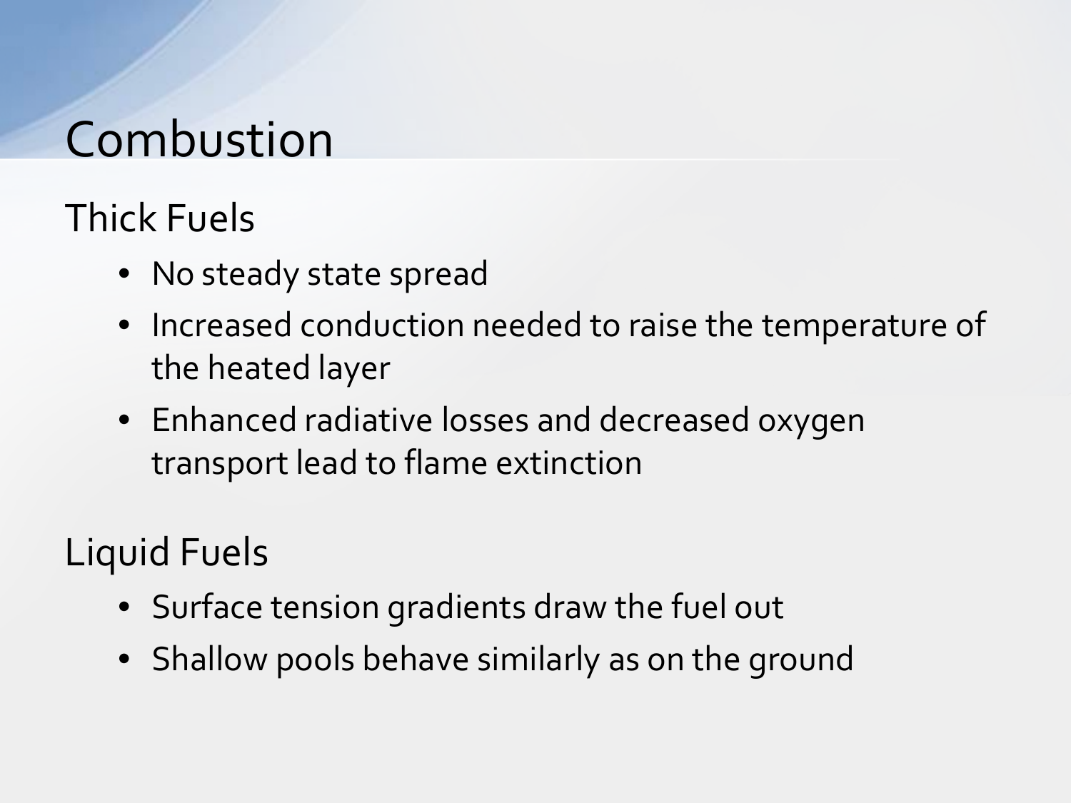# Combustion

## Thick Fuels

- No steady state spread
- Increased conduction needed to raise the temperature of the heated layer
- Enhanced radiative losses and decreased oxygen transport lead to flame extinction

## Liquid Fuels

- Surface tension gradients draw the fuel out
- Shallow pools behave similarly as on the ground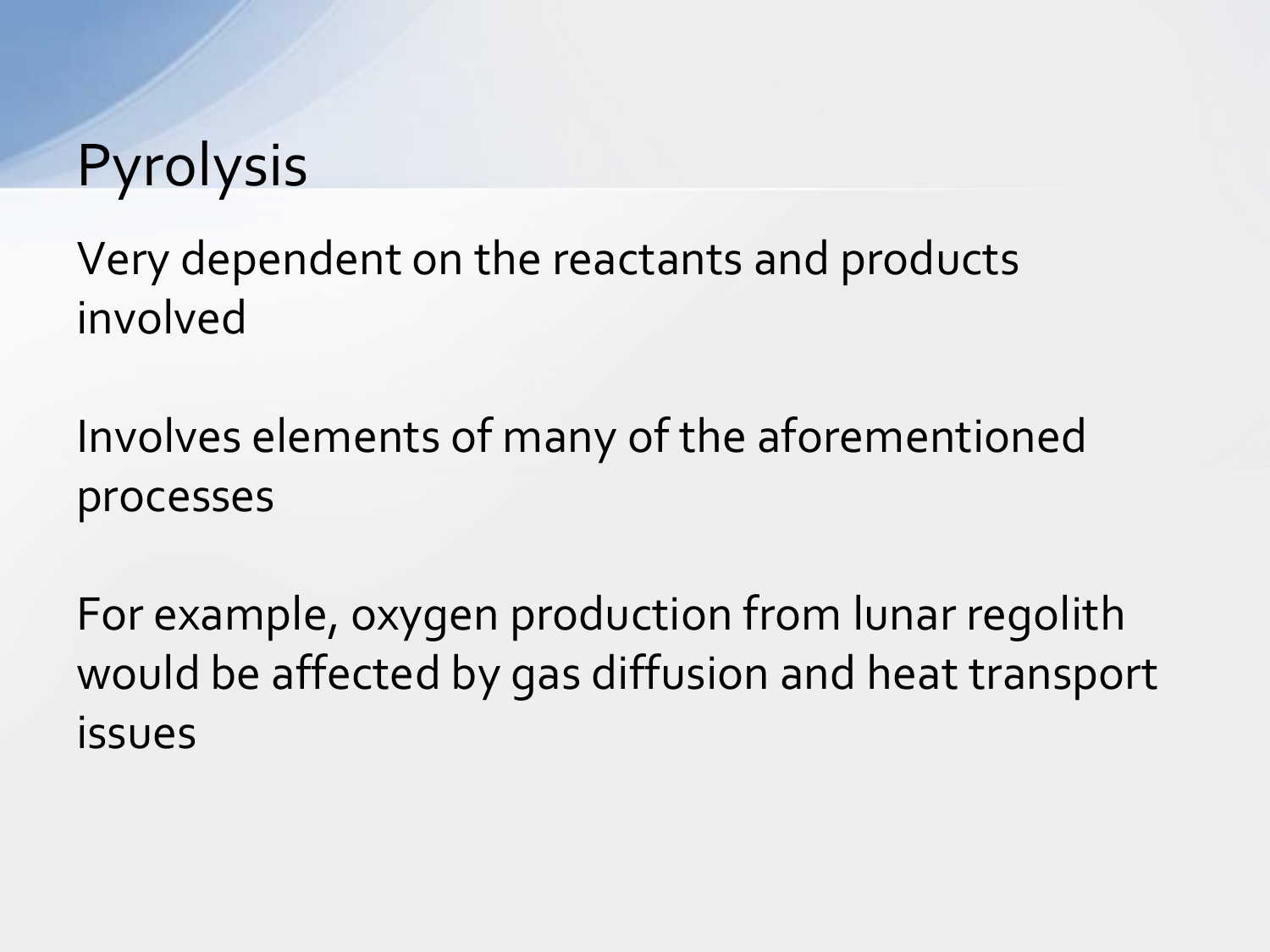# Pyrolysis

Very dependent on the reactants and products involved

Involves elements of many of the aforementioned processes

For example, oxygen production from lunar regolith would be affected by gas diffusion and heat transport issues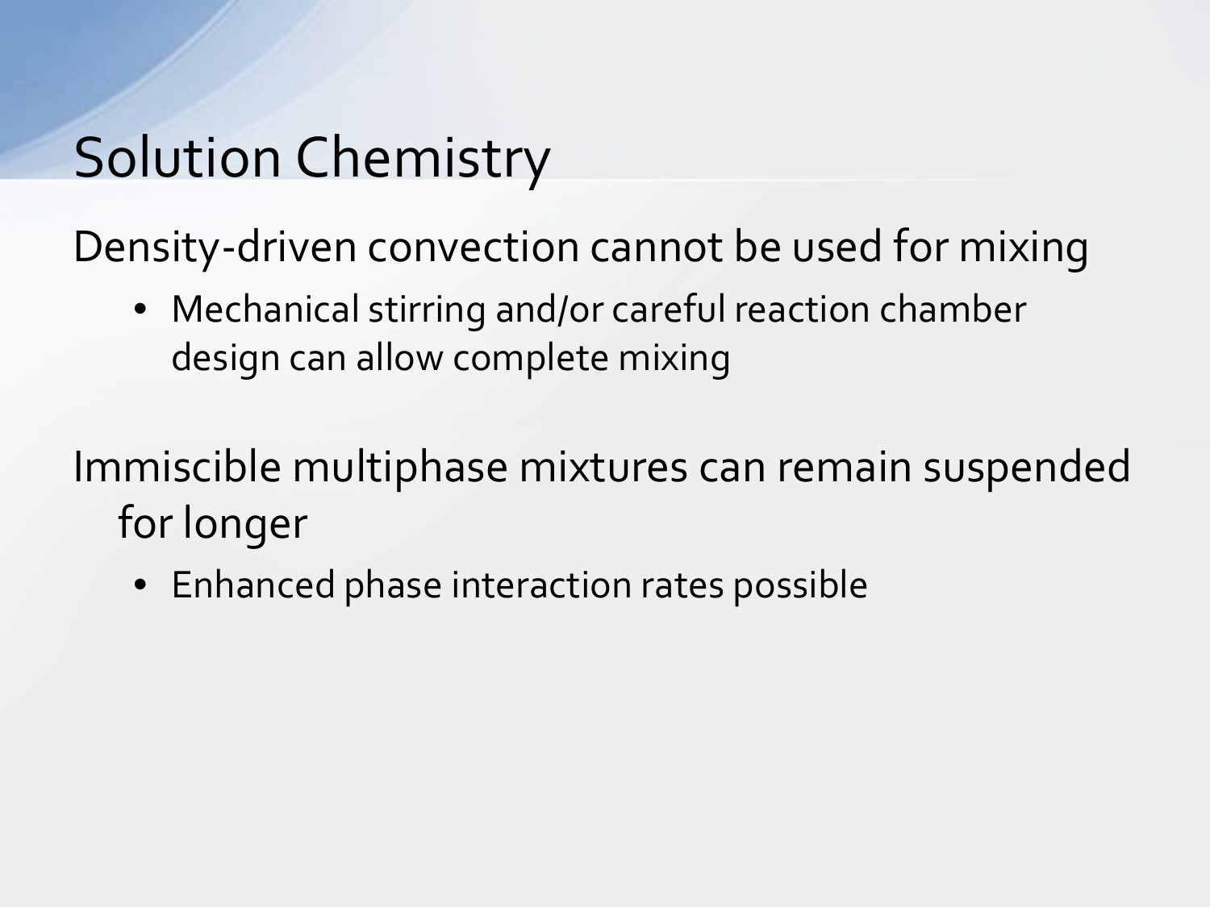# Solution Chemistry

Density-driven convection cannot be used for mixing

- Mechanical stirring and/or careful reaction chamber design can allow complete mixing

Immiscible multiphase mixtures can remain suspended for longer

- Enhanced phase interaction rates possible